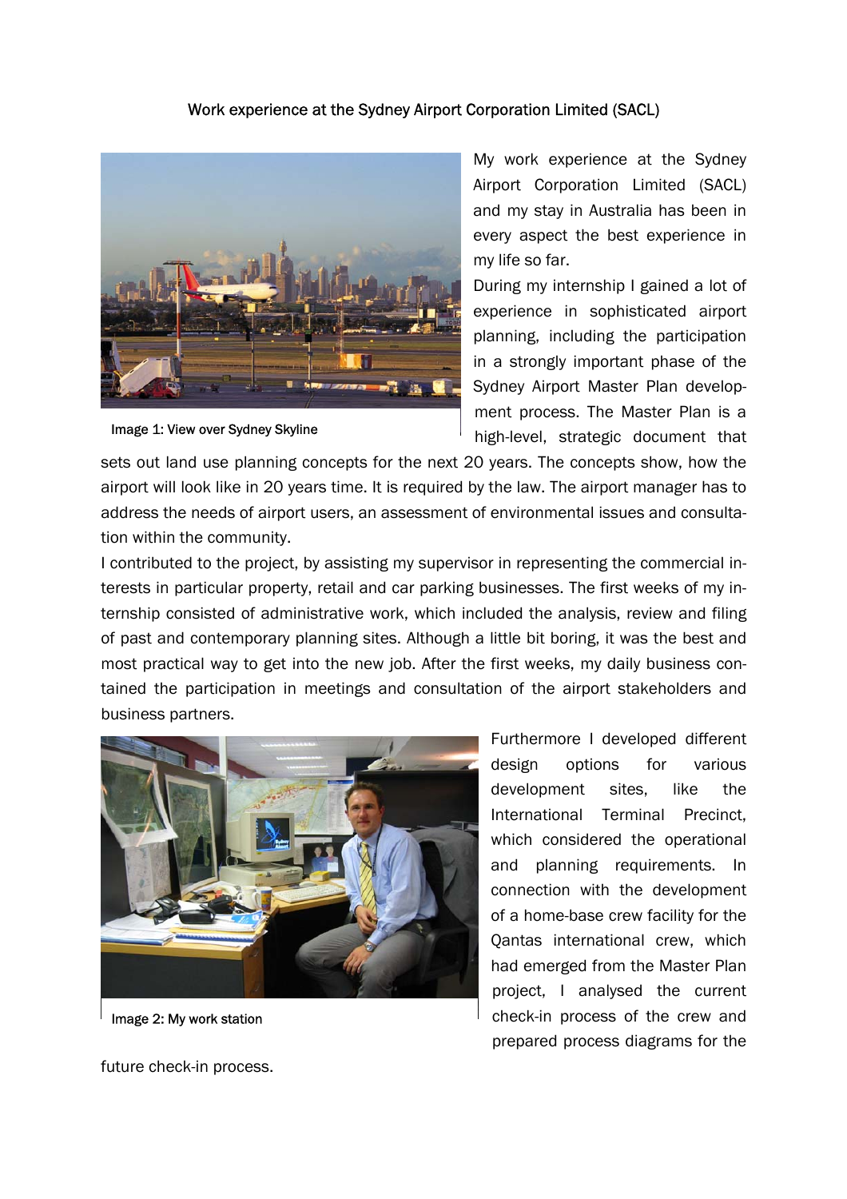# Work experience at the Sydney Airport Corporation Limited (SACL)

Image 1: View over Sydney Skyline

My work experience at the Sydney Airport Corporation Limited (SACL) and my stay in Australia has been in every aspect the best experience in my life so far.

During my internship I gained a lot of experience in sophisticated airport planning, including the participation in a strongly important phase of the Sydney Airport Master Plan development process. The Master Plan is a high-level, strategic document that sets out land use planning concepts for the next 20 years. The concepts show, how the airport will look like in 20 years time. It is required by the law. The airport manager has to address the needs of airport users, an assessment of environmental issues and consultation within the community.

I contributed to the project, by assisting my supervisor in representing the commercial interests in particular property, retail and car parking businesses. The first weeks of my internship consisted of administrative work, which included the analysis, review and filing of past and contemporary planning sites. Although a little bit boring, it was the best and most practical way to get into the new job. After the first weeks, my daily business contained the participation in meetings and consultation of the airport stakeholders and business partners.

Image 2: My work station

Furthermore I developed different design options for various development sites, like the International Terminal Precinct, which considered the operational and planning requirements. In connection with the development of a home-base crew facility for the Qantas international crew, which had emerged from the Master Plan project, I analysed the current check-in process of the crew and prepared process diagrams for the future check-in process.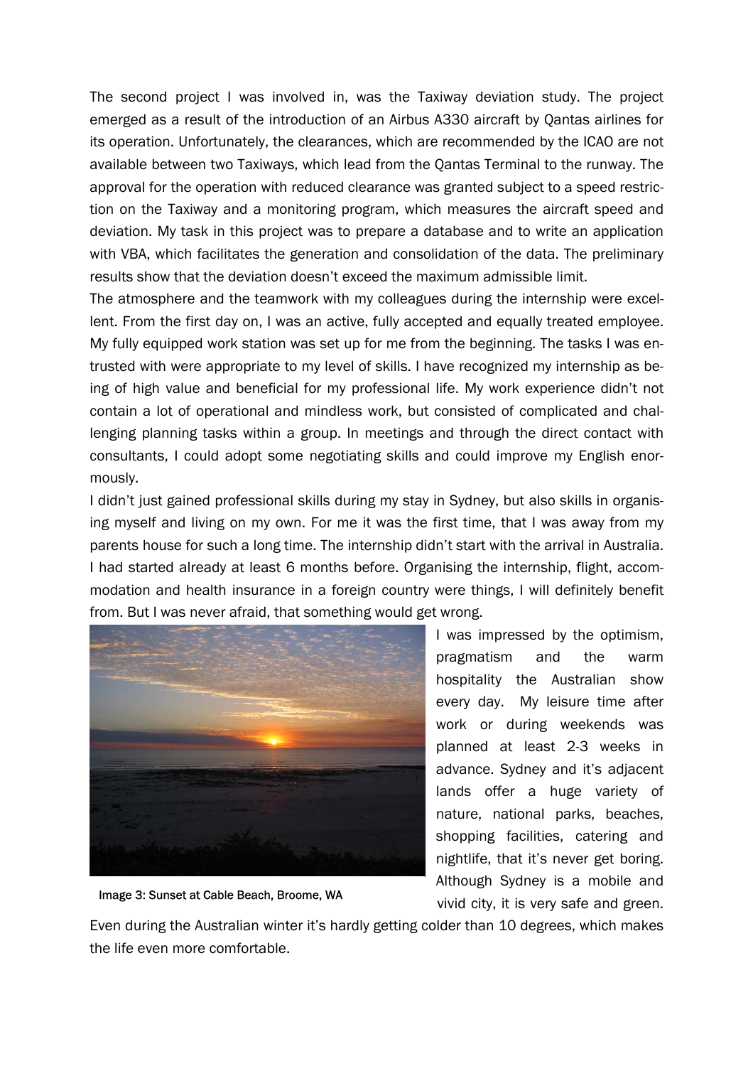The second project I was involved in, was the Taxiway deviation study. The project emerged as a result of the introduction of an Airbus A330 aircraft by Qantas airlines for its operation. Unfortunately, the clearances, which are recommended by the ICAO are not available between two Taxiways, which lead from the Qantas Terminal to the runway. The approval for the operation with reduced clearance was granted subject to a speed restriction on the Taxiway and a monitoring program, which measures the aircraft speed and deviation. My task in this project was to prepare a database and to write an application with VBA, which facilitates the generation and consolidation of the data. The preliminary results show that the deviation doesn't exceed the maximum admissible limit.

The atmosphere and the teamwork with my colleagues during the internship were excellent. From the first day on, I was an active, fully accepted and equally treated employee. My fully equipped work station was set up for me from the beginning. The tasks I was entrusted with were appropriate to my level of skills. I have recognized my internship as being of high value and beneficial for my professional life. My work experience didn't not contain a lot of operational and mindless work, but consisted of complicated and challenging planning tasks within a group. In meetings and through the direct contact with consultants, I could adopt some negotiating skills and could improve my English enormously.

I didn't just gained professional skills during my stay in Sydney, but also skills in organising myself and living on my own. For me it was the first time, that I was away from my parents house for such a long time. The internship didn't start with the arrival in Australia. I had started already at least 6 months before. Organising the internship, flight, accommodation and health insurance in a foreign country were things, I will definitely benefit from. But I was never afraid, that something would get wrong.

Image 3: Sunset at Cable Beach, Broome, WA

I was impressed by the optimism, pragmatism and the warm hospitality the Australian show every day. My leisure time after work or during weekends was planned at least 2-3 weeks in advance. Sydney and it's adjacent lands offer a huge variety of nature, national parks, beaches, shopping facilities, catering and nightlife, that it's never get boring. Although Sydney is a mobile and vivid city, it is very safe and green. Even during the Australian winter it's hardly getting colder than 10 degrees, which makes the life even more comfortable.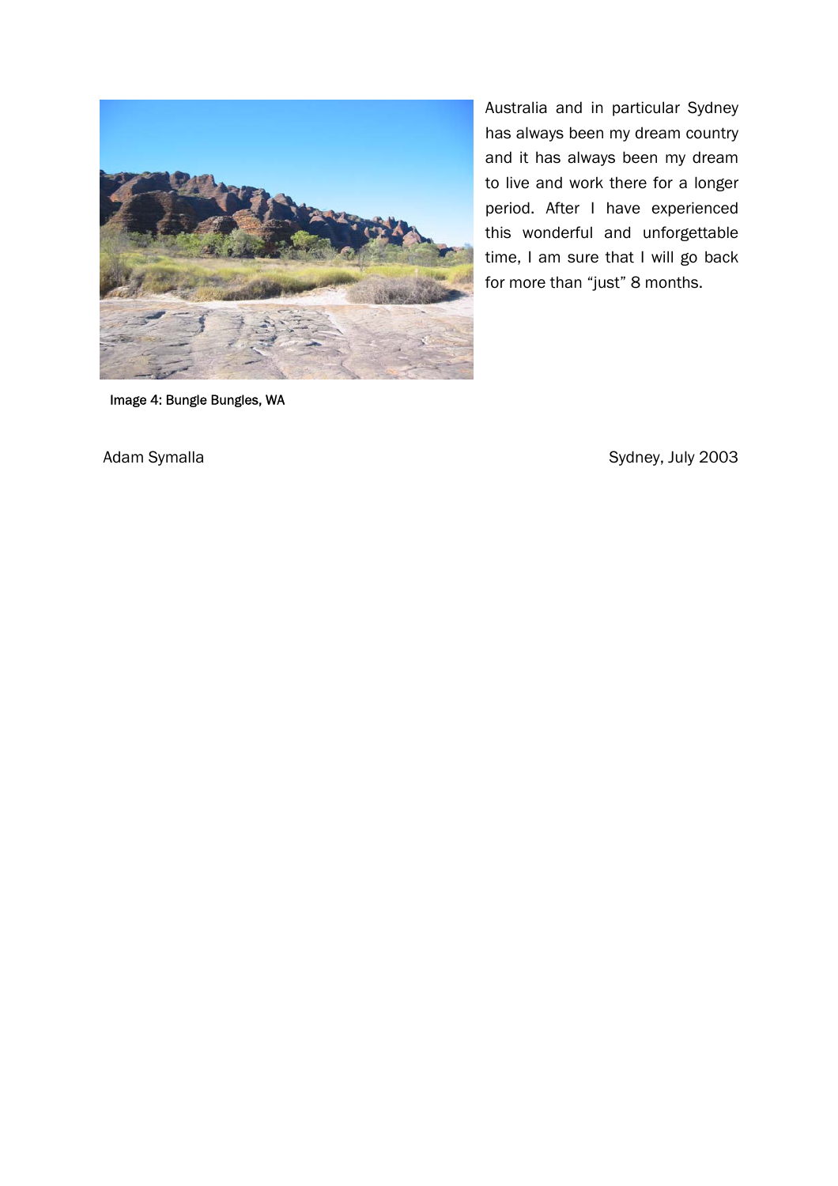Australia and in particular Sydney has always been my dream country and it has always been my dream to live and work there for a longer period. After I have experienced this wonderful and unforgettable time, I am sure that I will go back for more than "just" 8 months.

Image 4: Bungle Bungles, WA

Adam Symalla

Sydney, July 2003